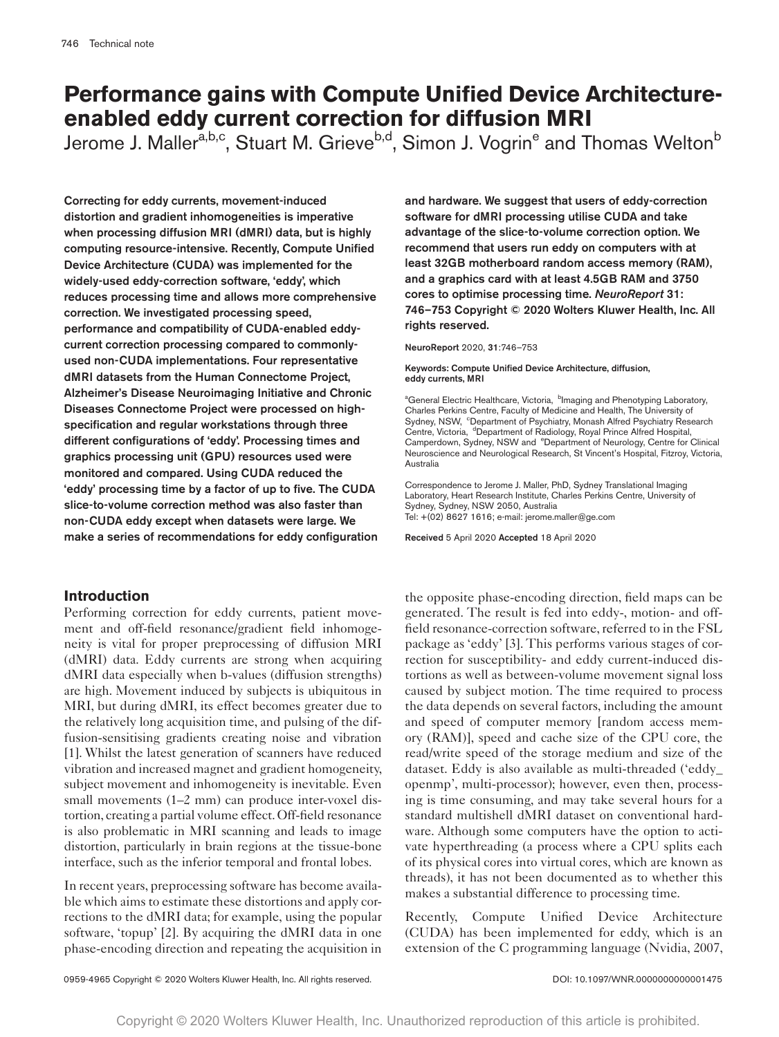# Performance gains with Compute Unified Device Architecture-enabled eddy current correction for diffusion MRI

Jerome J. Maller[a,b,c], Stuart M. Grieve[b,d], Simon J. Vogrin[e] and Thomas Welton[b]

**Correcting for eddy currents, movement-induced distortion and gradient inhomogeneities is imperative when processing diffusion MRI (dMRI) data, but is highly computing resource-intensive. Recently, Compute Unified Device Architecture (CUDA) was implemented for the widely-used eddy-correction software, 'eddy', which reduces processing time and allows more comprehensive correction. We investigated processing speed, performance and compatibility of CUDA-enabled eddy-current correction processing compared to commonly-used non-CUDA implementations. Four representative dMRI datasets from the Human Connectome Project, Alzheimer's Disease Neuroimaging Initiative and Chronic Diseases Connectome Project were processed on high-specification and regular workstations through three different configurations of 'eddy'. Processing times and graphics processing unit (GPU) resources used were monitored and compared. Using CUDA reduced the 'eddy' processing time by a factor of up to five. The CUDA slice-to-volume correction method was also faster than non-CUDA eddy except when datasets were large. We make a series of recommendations for eddy configuration and hardware. We suggest that users of eddy-correction software for dMRI processing utilise CUDA and take advantage of the slice-to-volume correction option. We recommend that users run eddy on computers with at least 32GB motherboard random access memory (RAM), and a graphics card with at least 4.5GB RAM and 3750 cores to optimise processing time.** *NeuroReport* **31: 746–753 Copyright © 2020 Wolters Kluwer Health, Inc. All rights reserved.**

NeuroReport 2020, **31**:746–753

**Keywords: Compute Unified Device Architecture, diffusion, eddy currents, MRI**

[a]General Electric Healthcare, Victoria, [b]Imaging and Phenotyping Laboratory, Charles Perkins Centre, Faculty of Medicine and Health, The University of Sydney, NSW, [c]Department of Psychiatry, Monash Alfred Psychiatry Research Centre, Victoria, [d]Department of Radiology, Royal Prince Alfred Hospital, Camperdown, Sydney, NSW and [e]Department of Neurology, Centre for Clinical Neuroscience and Neurological Research, St Vincent's Hospital, Fitzroy, Victoria, Australia

Correspondence to Jerome J. Maller, PhD, Sydney Translational Imaging Laboratory, Heart Research Institute, Charles Perkins Centre, University of Sydney, Sydney, NSW 2050, Australia
Tel: +(02) 8627 1616; e-mail: jerome.maller@ge.com

**Received** 5 April 2020 **Accepted** 18 April 2020

## Introduction

Performing correction for eddy currents, patient movement and off-field resonance/gradient field inhomogeneity is vital for proper preprocessing of diffusion MRI (dMRI) data. Eddy currents are strong when acquiring dMRI data especially when b-values (diffusion strengths) are high. Movement induced by subjects is ubiquitous in MRI, but during dMRI, its effect becomes greater due to the relatively long acquisition time, and pulsing of the diffusion-sensitising gradients creating noise and vibration [1]. Whilst the latest generation of scanners have reduced vibration and increased magnet and gradient homogeneity, subject movement and inhomogeneity is inevitable. Even small movements (1–2 mm) can produce inter-voxel distortion, creating a partial volume effect. Off-field resonance is also problematic in MRI scanning and leads to image distortion, particularly in brain regions at the tissue-bone interface, such as the inferior temporal and frontal lobes.

In recent years, preprocessing software has become available which aims to estimate these distortions and apply corrections to the dMRI data; for example, using the popular software, 'topup' [2]. By acquiring the dMRI data in one phase-encoding direction and repeating the acquisition in the opposite phase-encoding direction, field maps can be generated. The result is fed into eddy-, motion- and off-field resonance-correction software, referred to in the FSL package as 'eddy' [3]. This performs various stages of correction for susceptibility- and eddy current-induced distortions as well as between-volume movement signal loss caused by subject motion. The time required to process the data depends on several factors, including the amount and speed of computer memory [random access memory (RAM)], speed and cache size of the CPU core, the read/write speed of the storage medium and size of the dataset. Eddy is also available as multi-threaded ('eddy_openmp', multi-processor); however, even then, processing is time consuming, and may take several hours for a standard multishell dMRI dataset on conventional hardware. Although some computers have the option to activate hyperthreading (a process where a CPU splits each of its physical cores into virtual cores, which are known as threads), it has not been documented as to whether this makes a substantial difference to processing time.

Recently, Compute Unified Device Architecture (CUDA) has been implemented for eddy, which is an extension of the C programming language (Nvidia, 2007,

0959-4965 Copyright © 2020 Wolters Kluwer Health, Inc. All rights reserved. DOI: 10.1097/WNR.0000000000001475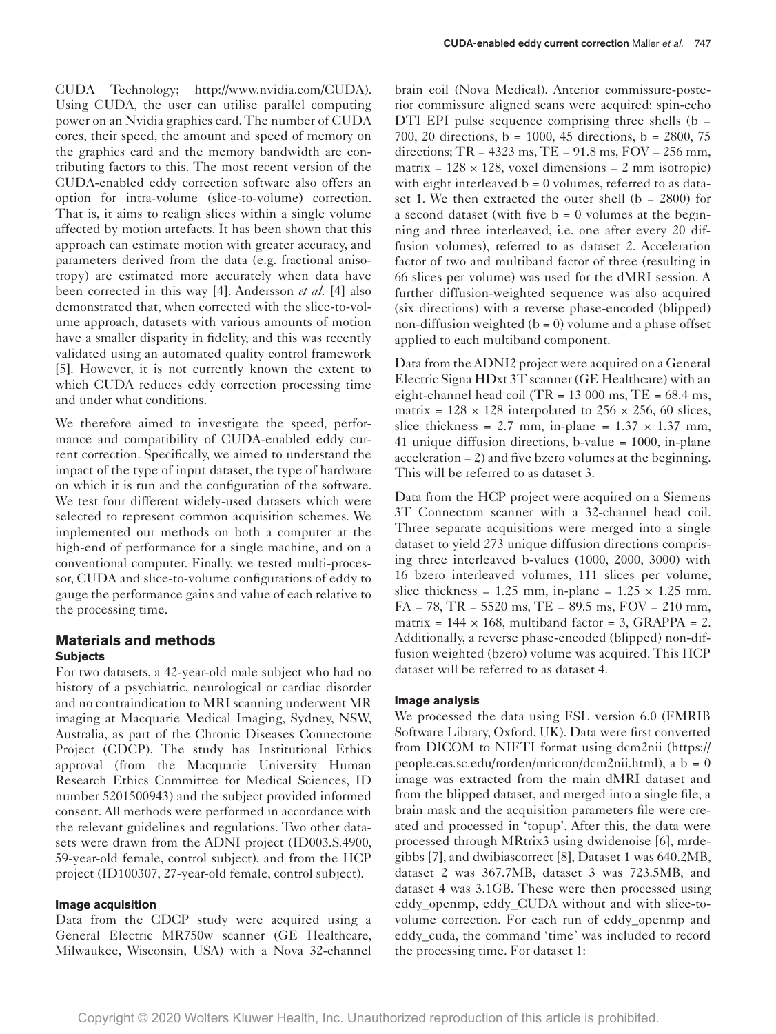CUDA Technology; http://www.nvidia.com/CUDA). Using CUDA, the user can utilise parallel computing power on an Nvidia graphics card. The number of CUDA cores, their speed, the amount and speed of memory on the graphics card and the memory bandwidth are contributing factors to this. The most recent version of the CUDA-enabled eddy correction software also offers an option for intra-volume (slice-to-volume) correction. That is, it aims to realign slices within a single volume affected by motion artefacts. It has been shown that this approach can estimate motion with greater accuracy, and parameters derived from the data (e.g. fractional anisotropy) are estimated more accurately when data have been corrected in this way [4]. Andersson *et al.* [4] also demonstrated that, when corrected with the slice-to-volume approach, datasets with various amounts of motion have a smaller disparity in fidelity, and this was recently validated using an automated quality control framework [5]. However, it is not currently known the extent to which CUDA reduces eddy correction processing time and under what conditions.

We therefore aimed to investigate the speed, performance and compatibility of CUDA-enabled eddy current correction. Specifically, we aimed to understand the impact of the type of input dataset, the type of hardware on which it is run and the configuration of the software. We test four different widely-used datasets which were selected to represent common acquisition schemes. We implemented our methods on both a computer at the high-end of performance for a single machine, and on a conventional computer. Finally, we tested multi-processor, CUDA and slice-to-volume configurations of eddy to gauge the performance gains and value of each relative to the processing time.

## Materials and methods

### Subjects

For two datasets, a 42-year-old male subject who had no history of a psychiatric, neurological or cardiac disorder and no contraindication to MRI scanning underwent MR imaging at Macquarie Medical Imaging, Sydney, NSW, Australia, as part of the Chronic Diseases Connectome Project (CDCP). The study has Institutional Ethics approval (from the Macquarie University Human Research Ethics Committee for Medical Sciences, ID number 5201500943) and the subject provided informed consent. All methods were performed in accordance with the relevant guidelines and regulations. Two other datasets were drawn from the ADNI project (ID003.S.4900, 59-year-old female, control subject), and from the HCP project (ID100307, 27-year-old female, control subject).

### Image acquisition

Data from the CDCP study were acquired using a General Electric MR750w scanner (GE Healthcare, Milwaukee, Wisconsin, USA) with a Nova 32-channel brain coil (Nova Medical). Anterior commissure-posterior commissure aligned scans were acquired: spin-echo DTI EPI pulse sequence comprising three shells (b = 700, 20 directions, b = 1000, 45 directions, b = 2800, 75 directions; TR = 4323 ms, TE = 91.8 ms, FOV = 256 mm, matrix = 128 × 128, voxel dimensions = 2 mm isotropic) with eight interleaved b = 0 volumes, referred to as dataset 1. We then extracted the outer shell (b = 2800) for a second dataset (with five b = 0 volumes at the beginning and three interleaved, i.e. one after every 20 diffusion volumes), referred to as dataset 2. Acceleration factor of two and multiband factor of three (resulting in 66 slices per volume) was used for the dMRI session. A further diffusion-weighted sequence was also acquired (six directions) with a reverse phase-encoded (blipped) non-diffusion weighted (b = 0) volume and a phase offset applied to each multiband component.

Data from the ADNI2 project were acquired on a General Electric Signa HDxt 3T scanner (GE Healthcare) with an eight-channel head coil (TR = 13 000 ms, TE = 68.4 ms, matrix = 128 × 128 interpolated to 256 × 256, 60 slices, slice thickness = 2.7 mm, in-plane = 1.37 × 1.37 mm, 41 unique diffusion directions, b-value = 1000, in-plane acceleration = 2) and five bzero volumes at the beginning. This will be referred to as dataset 3.

Data from the HCP project were acquired on a Siemens 3T Connectom scanner with a 32-channel head coil. Three separate acquisitions were merged into a single dataset to yield 273 unique diffusion directions comprising three interleaved b-values (1000, 2000, 3000) with 16 bzero interleaved volumes, 111 slices per volume, slice thickness = 1.25 mm, in-plane = 1.25 × 1.25 mm. FA = 78, TR = 5520 ms, TE = 89.5 ms, FOV = 210 mm, matrix = 144 × 168, multiband factor = 3, GRAPPA = 2. Additionally, a reverse phase-encoded (blipped) non-diffusion weighted (bzero) volume was acquired. This HCP dataset will be referred to as dataset 4.

### Image analysis

We processed the data using FSL version 6.0 (FMRIB Software Library, Oxford, UK). Data were first converted from DICOM to NIFTI format using dcm2nii (https://people.cas.sc.edu/rorden/mricron/dcm2nii.html), a b = 0 image was extracted from the main dMRI dataset and from the blipped dataset, and merged into a single file, a brain mask and the acquisition parameters file were created and processed in 'topup'. After this, the data were processed through MRtrix3 using dwidenoise [6], mrdegibbs [7], and dwibiascorrect [8], Dataset 1 was 640.2MB, dataset 2 was 367.7MB, dataset 3 was 723.5MB, and dataset 4 was 3.1GB. These were then processed using eddy_openmp, eddy_CUDA without and with slice-to-volume correction. For each run of eddy_openmp and eddy_cuda, the command 'time' was included to record the processing time. For dataset 1: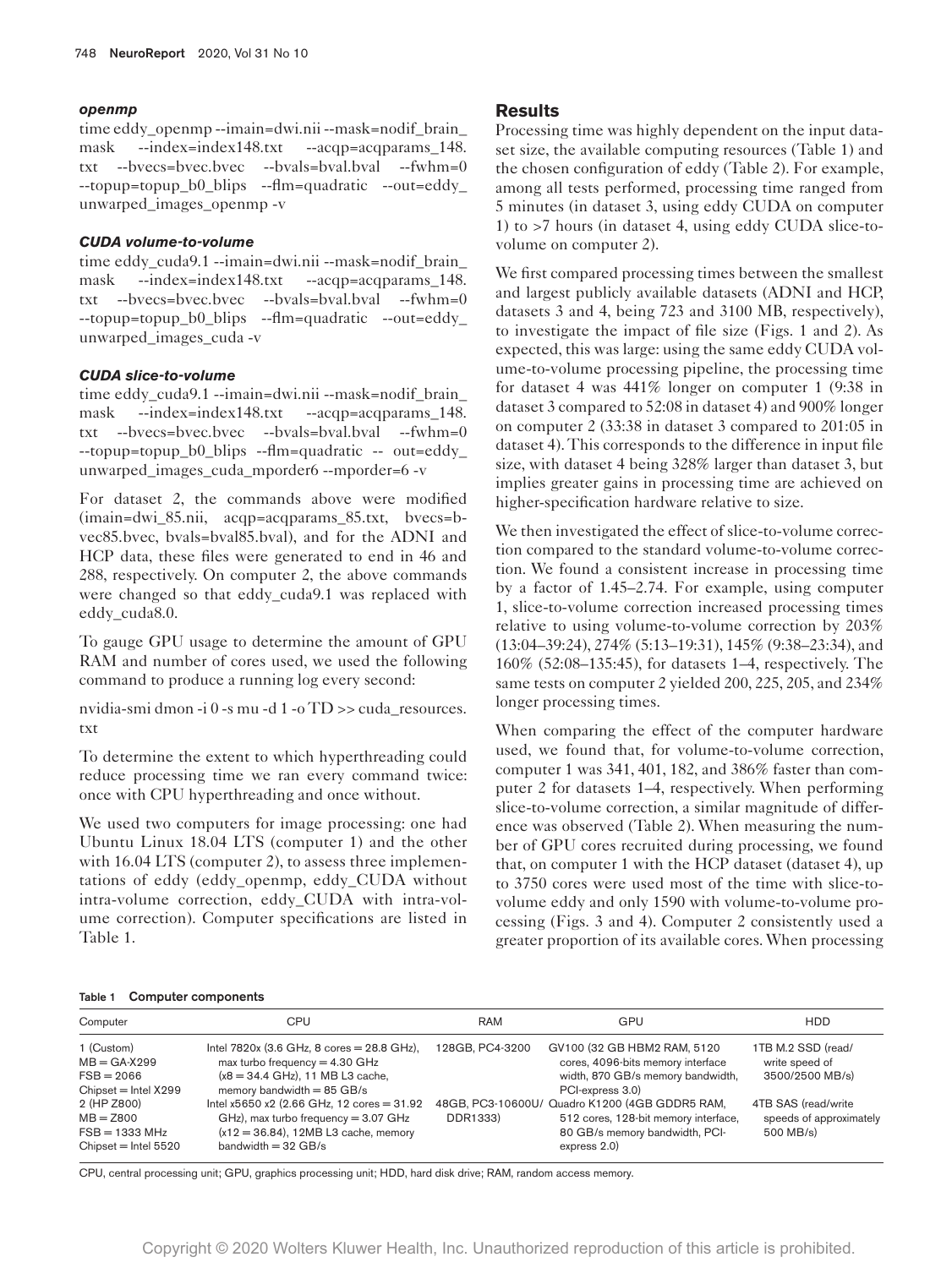### *openmp*

```
time eddy_openmp --imain=dwi.nii --mask=nodif_brain_mask --index=index148.txt --acqp=acqparams_148.txt --bvecs=bvec.bvec --bvals=bval.bval --fwhm=0 --topup=topup_b0_blips --flm=quadratic --out=eddy_unwarped_images_openmp -v
```

### *CUDA volume-to-volume*

```
time eddy_cuda9.1 --imain=dwi.nii --mask=nodif_brain_mask --index=index148.txt --acqp=acqparams_148.txt --bvecs=bvec.bvec --bvals=bval.bval --fwhm=0 --topup=topup_b0_blips --flm=quadratic --out=eddy_unwarped_images_cuda -v
```

### *CUDA slice-to-volume*

```
time eddy_cuda9.1 --imain=dwi.nii --mask=nodif_brain_mask --index=index148.txt --acqp=acqparams_148.txt --bvecs=bvec.bvec --bvals=bval.bval --fwhm=0 --topup=topup_b0_blips --flm=quadratic -- out=eddy_unwarped_images_cuda_mporder6 --mporder=6 -v
```

For dataset 2, the commands above were modified (imain=dwi_85.nii, acqp=acqparams_85.txt, bvecs=bvec85.bvec, bvals=bval85.bval), and for the ADNI and HCP data, these files were generated to end in 46 and 288, respectively. On computer 2, the above commands were changed so that eddy_cuda9.1 was replaced with eddy_cuda8.0.

To gauge GPU usage to determine the amount of GPU RAM and number of cores used, we used the following command to produce a running log every second:

```
nvidia-smi dmon -i 0 -s mu -d 1 -o TD >> cuda_resources.txt
```

To determine the extent to which hyperthreading could reduce processing time we ran every command twice: once with CPU hyperthreading and once without.

We used two computers for image processing: one had Ubuntu Linux 18.04 LTS (computer 1) and the other with 16.04 LTS (computer 2), to assess three implementations of eddy (eddy_openmp, eddy_CUDA without intra-volume correction, eddy_CUDA with intra-volume correction). Computer specifications are listed in Table 1.

## Results

Processing time was highly dependent on the input dataset size, the available computing resources (Table 1) and the chosen configuration of eddy (Table 2). For example, among all tests performed, processing time ranged from 5 minutes (in dataset 3, using eddy CUDA on computer 1) to >7 hours (in dataset 4, using eddy CUDA slice-to-volume on computer 2).

We first compared processing times between the smallest and largest publicly available datasets (ADNI and HCP, datasets 3 and 4, being 723 and 3100 MB, respectively), to investigate the impact of file size (Figs. 1 and 2). As expected, this was large: using the same eddy CUDA volume-to-volume processing pipeline, the processing time for dataset 4 was 441% longer on computer 1 (9:38 in dataset 3 compared to 52:08 in dataset 4) and 900% longer on computer 2 (33:38 in dataset 3 compared to 201:05 in dataset 4). This corresponds to the difference in input file size, with dataset 4 being 328% larger than dataset 3, but implies greater gains in processing time are achieved on higher-specification hardware relative to size.

We then investigated the effect of slice-to-volume correction compared to the standard volume-to-volume correction. We found a consistent increase in processing time by a factor of 1.45–2.74. For example, using computer 1, slice-to-volume correction increased processing times relative to using volume-to-volume correction by 203% (13:04–39:24), 274% (5:13–19:31), 145% (9:38–23:34), and 160% (52:08–135:45), for datasets 1–4, respectively. The same tests on computer 2 yielded 200, 225, 205, and 234% longer processing times.

When comparing the effect of the computer hardware used, we found that, for volume-to-volume correction, computer 1 was 341, 401, 182, and 386% faster than computer 2 for datasets 1–4, respectively. When performing slice-to-volume correction, a similar magnitude of difference was observed (Table 2). When measuring the number of GPU cores recruited during processing, we found that, on computer 1 with the HCP dataset (dataset 4), up to 3750 cores were used most of the time with slice-to-volume eddy and only 1590 with volume-to-volume processing (Figs. 3 and 4). Computer 2 consistently used a greater proportion of its available cores. When processing

**Table 1 Computer components**

| Computer | CPU | RAM | GPU | HDD |
|---|---|---|---|---|
| 1 (Custom) MB = GA-X299 FSB = 2066 Chipset = Intel X299 | Intel 7820x (3.6 GHz, 8 cores = 28.8 GHz), max turbo frequency = 4.30 GHz (x8 = 34.4 GHz), 11 MB L3 cache, memory bandwidth = 85 GB/s | 128GB, PC4-3200 | GV100 (32 GB HBM2 RAM, 5120 cores, 4096-bits memory interface width, 870 GB/s memory bandwidth, PCI-express 3.0) | 1TB M.2 SSD (read/write speed of 3500/2500 MB/s) |
| 2 (HP Z800) MB = Z800 FSB = 1333 MHz Chipset = Intel 5520 | Intel x5650 x2 (2.66 GHz, 12 cores = 31.92 GHz), max turbo frequency = 3.07 GHz (x12 = 36.84), 12MB L3 cache, memory bandwidth = 32 GB/s | 48GB, PC3-10600U/DDR1333) | Quadro K1200 (4GB GDDR5 RAM, 512 cores, 128-bit memory interface, 80 GB/s memory bandwidth, PCI-express 2.0) | 4TB SAS (read/write speeds of approximately 500 MB/s) |

CPU, central processing unit; GPU, graphics processing unit; HDD, hard disk drive; RAM, random access memory.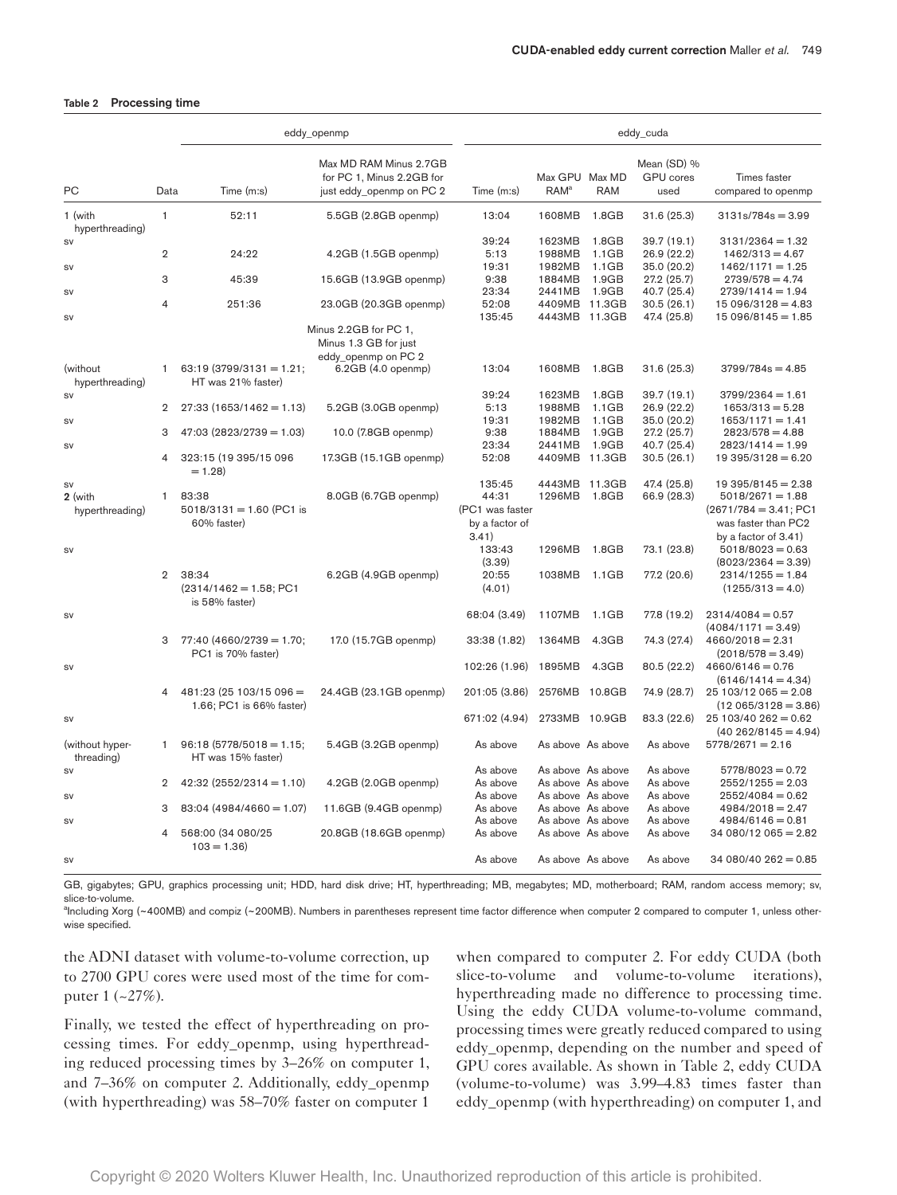**Table 2 Processing time**

| PC | Data | eddy_openmp | | eddy_cuda | | | | |
|---|---|---|---|---|---|---|---|---|
| | | Time (m:s) | Max MD RAM Minus 2.7GB for PC 1, Minus 2.2GB for just eddy_openmp on PC 2 | Time (m:s) | Max GPU RAM[a] | Max MD RAM | Mean (SD) % GPU cores used | Times faster compared to openmp |
| 1 (with hyperthreading) | 1 | 52:11 | 5.5GB (2.8GB openmp) | 13:04 | 1608MB | 1.8GB | 31.6 (25.3) | 3131s/784s = 3.99 |
| sv | | | | 39:24 | 1623MB | 1.8GB | 39.7 (19.1) | 3131/2364 = 1.32 |
| | 2 | 24:22 | 4.2GB (1.5GB openmp) | 5:13 | 1988MB | 1.1GB | 26.9 (22.2) | 1462/313 = 4.67 |
| sv | | | | 19:31 | 1982MB | 1.1GB | 35.0 (20.2) | 1462/1171 = 1.25 |
| | 3 | 45:39 | 15.6GB (13.9GB openmp) | 9:38 | 1884MB | 1.9GB | 27.2 (25.7) | 2739/578 = 4.74 |
| sv | | | | 23:34 | 2441MB | 1.9GB | 40.7 (25.4) | 2739/1414 = 1.94 |
| | 4 | 251:36 | 23.0GB (20.3GB openmp) | 52:08 | 4409MB | 11.3GB | 30.5 (26.1) | 15 096/3128 = 4.83 |
| sv | | | | 135:45 | 4443MB | 11.3GB | 47.4 (25.8) | 15 096/8145 = 1.85 |
| | | | Minus 2.2GB for PC 1, Minus 1.3 GB for just eddy_openmp on PC 2 | | | | | |
| (without hyperthreading) | 1 | 63:19 (3799/3131 = 1.21; HT was 21% faster) | 6.2GB (4.0 openmp) | 13:04 | 1608MB | 1.8GB | 31.6 (25.3) | 3799/784s = 4.85 |
| sv | | | | 39:24 | 1623MB | 1.8GB | 39.7 (19.1) | 3799/2364 = 1.61 |
| | 2 | 27:33 (1653/1462 = 1.13) | 5.2GB (3.0GB openmp) | 5:13 | 1988MB | 1.1GB | 26.9 (22.2) | 1653/313 = 5.28 |
| sv | | | | 19:31 | 1982MB | 1.1GB | 35.0 (20.2) | 1653/1171 = 1.41 |
| | 3 | 47:03 (2823/2739 = 1.03) | 10.0 (7.8GB openmp) | 9:38 | 1884MB | 1.9GB | 27.2 (25.7) | 2823/578 = 4.88 |
| sv | | | | 23:34 | 2441MB | 1.9GB | 40.7 (25.4) | 2823/1414 = 1.99 |
| | 4 | 323:15 (19 395/15 096 = 1.28) | 17.3GB (15.1GB openmp) | 52:08 | 4409MB | 11.3GB | 30.5 (26.1) | 19 395/3128 = 6.20 |
| sv | | | | 135:45 | 4443MB | 11.3GB | 47.4 (25.8) | 19 395/8145 = 2.38 |
| 2 (with hyperthreading) | 1 | 83:38 5018/3131 = 1.60 (PC1 is 60% faster) | 8.0GB (6.7GB openmp) | 44:31 (PC1 was faster by a factor of 3.41) | 1296MB | 1.8GB | 66.9 (28.3) | 5018/2671 = 1.88 (2671/784 = 3.41; PC1 was faster than PC2 by a factor of 3.41) |
| sv | | | | 133:43 (3.39) | 1296MB | 1.8GB | 73.1 (23.8) | 5018/8023 = 0.63 (8023/2364 = 3.39) |
| | 2 | 38:34 (2314/1462 = 1.58; PC1 is 58% faster) | 6.2GB (4.9GB openmp) | 20:55 (4.01) | 1038MB | 1.1GB | 77.2 (20.6) | 2314/1255 = 1.84 (1255/313 = 4.0) |
| sv | | | | 68:04 (3.49) | 1107MB | 1.1GB | 77.8 (19.2) | 2314/4084 = 0.57 (4084/1171 = 3.49) |
| | 3 | 77:40 (4660/2739 = 1.70; PC1 is 70% faster) | 17.0 (15.7GB openmp) | 33:38 (1.82) | 1364MB | 4.3GB | 74.3 (27.4) | 4660/2018 = 2.31 (2018/578 = 3.49) |
| sv | | | | 102:26 (1.96) | 1895MB | 4.3GB | 80.5 (22.2) | 4660/6146 = 0.76 (6146/1414 = 4.34) |
| | 4 | 481:23 (25 103/15 096 = 1.66; PC1 is 66% faster) | 24.4GB (23.1GB openmp) | 201:05 (3.86) | 2576MB | 10.8GB | 74.9 (28.7) | 25 103/12 065 = 2.08 (12 065/3128 = 3.86) |
| sv | | | | 671:02 (4.94) | 2733MB | 10.9GB | 83.3 (22.6) | 25 103/40 262 = 0.62 (40 262/8145 = 4.94) |
| (without hyperthreading) | 1 | 96:18 (5778/5018 = 1.15; HT was 15% faster) | 5.4GB (3.2GB openmp) | As above | As above | As above | As above | 5778/2671 = 2.16 |
| sv | | | | As above | As above | As above | As above | 5778/8023 = 0.72 |
| | 2 | 42:32 (2552/2314 = 1.10) | 4.2GB (2.0GB openmp) | As above | As above | As above | As above | 2552/1255 = 2.03 |
| sv | | | | As above | As above | As above | As above | 2552/4084 = 0.62 |
| | 3 | 83:04 (4984/4660 = 1.07) | 11.6GB (9.4GB openmp) | As above | As above | As above | As above | 4984/2018 = 2.47 |
| sv | | | | As above | As above | As above | As above | 4984/6146 = 0.81 |
| | 4 | 568:00 (34 080/25 103 = 1.36) | 20.8GB (18.6GB openmp) | As above | As above | As above | As above | 34 080/12 065 = 2.82 |
| sv | | | | As above | As above | As above | As above | 34 080/40 262 = 0.85 |

GB, gigabytes; GPU, graphics processing unit; HDD, hard disk drive; HT, hyperthreading; MB, megabytes; MD, motherboard; RAM, random access memory; sv, slice-to-volume.

[a]Including Xorg (~400MB) and compiz (~200MB). Numbers in parentheses represent time factor difference when computer 2 compared to computer 1, unless otherwise specified.

the ADNI dataset with volume-to-volume correction, up to 2700 GPU cores were used most of the time for computer 1 (~27%).

Finally, we tested the effect of hyperthreading on processing times. For eddy_openmp, using hyperthreading reduced processing times by 3–26% on computer 1, and 7–36% on computer 2. Additionally, eddy_openmp (with hyperthreading) was 58–70% faster on computer 1 when compared to computer 2. For eddy CUDA (both slice-to-volume and volume-to-volume iterations), hyperthreading made no difference to processing time. Using the eddy CUDA volume-to-volume command, processing times were greatly reduced compared to using eddy_openmp, depending on the number and speed of GPU cores available. As shown in Table 2, eddy CUDA (volume-to-volume) was 3.99–4.83 times faster than eddy_openmp (with hyperthreading) on computer 1, and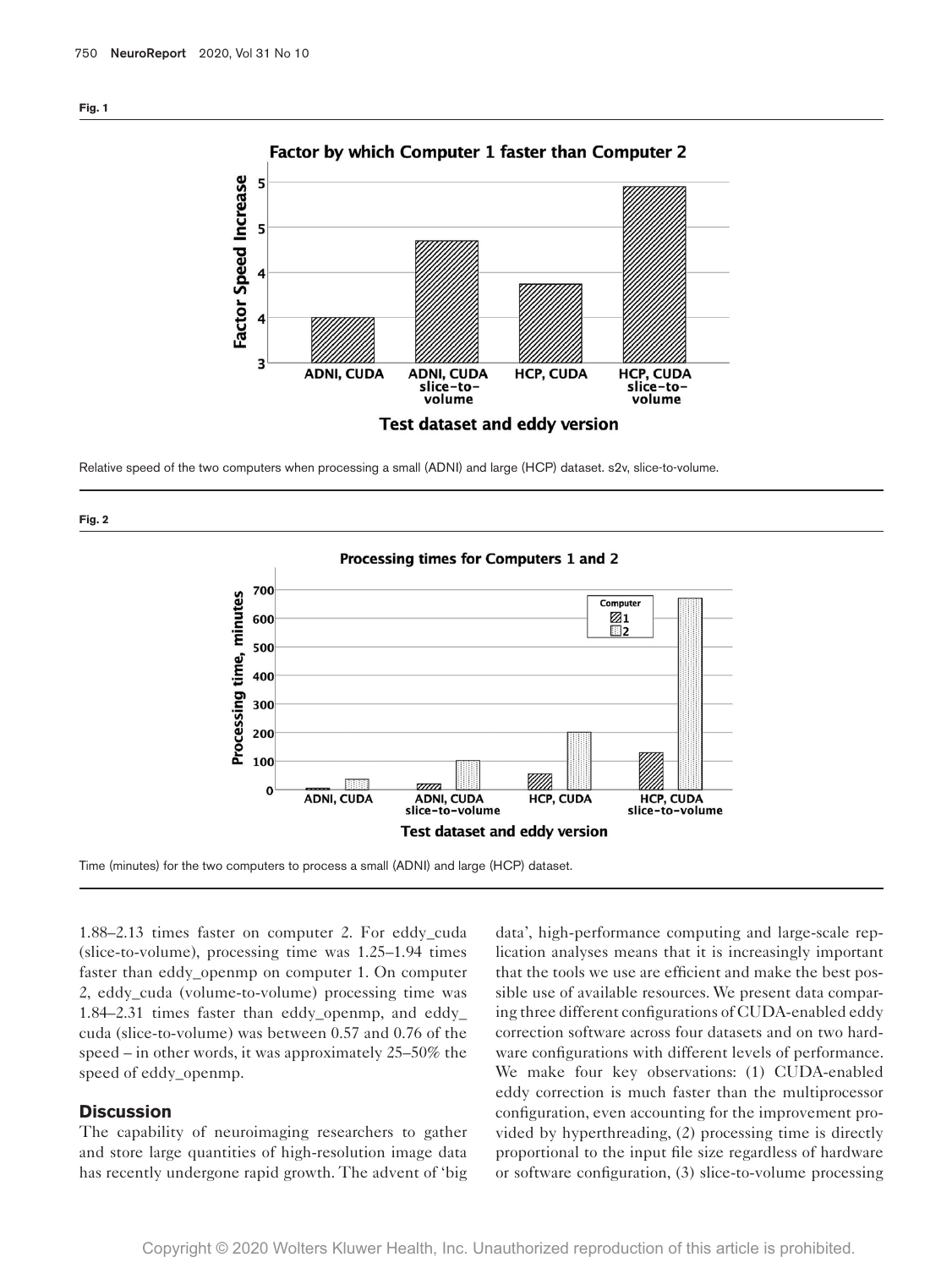**Fig. 1**

Relative speed of the two computers when processing a small (ADNI) and large (HCP) dataset. s2v, slice-to-volume.

**Fig. 2**

Time (minutes) for the two computers to process a small (ADNI) and large (HCP) dataset.

1.88–2.13 times faster on computer 2. For eddy_cuda (slice-to-volume), processing time was 1.25–1.94 times faster than eddy_openmp on computer 1. On computer 2, eddy_cuda (volume-to-volume) processing time was 1.84–2.31 times faster than eddy_openmp, and eddy_cuda (slice-to-volume) was between 0.57 and 0.76 of the speed – in other words, it was approximately 25–50% the speed of eddy_openmp.

## Discussion

The capability of neuroimaging researchers to gather and store large quantities of high-resolution image data has recently undergone rapid growth. The advent of 'big data', high-performance computing and large-scale replication analyses means that it is increasingly important that the tools we use are efficient and make the best possible use of available resources. We present data comparing three different configurations of CUDA-enabled eddy correction software across four datasets and on two hardware configurations with different levels of performance. We make four key observations: (1) CUDA-enabled eddy correction is much faster than the multiprocessor configuration, even accounting for the improvement provided by hyperthreading, (2) processing time is directly proportional to the input file size regardless of hardware or software configuration, (3) slice-to-volume processing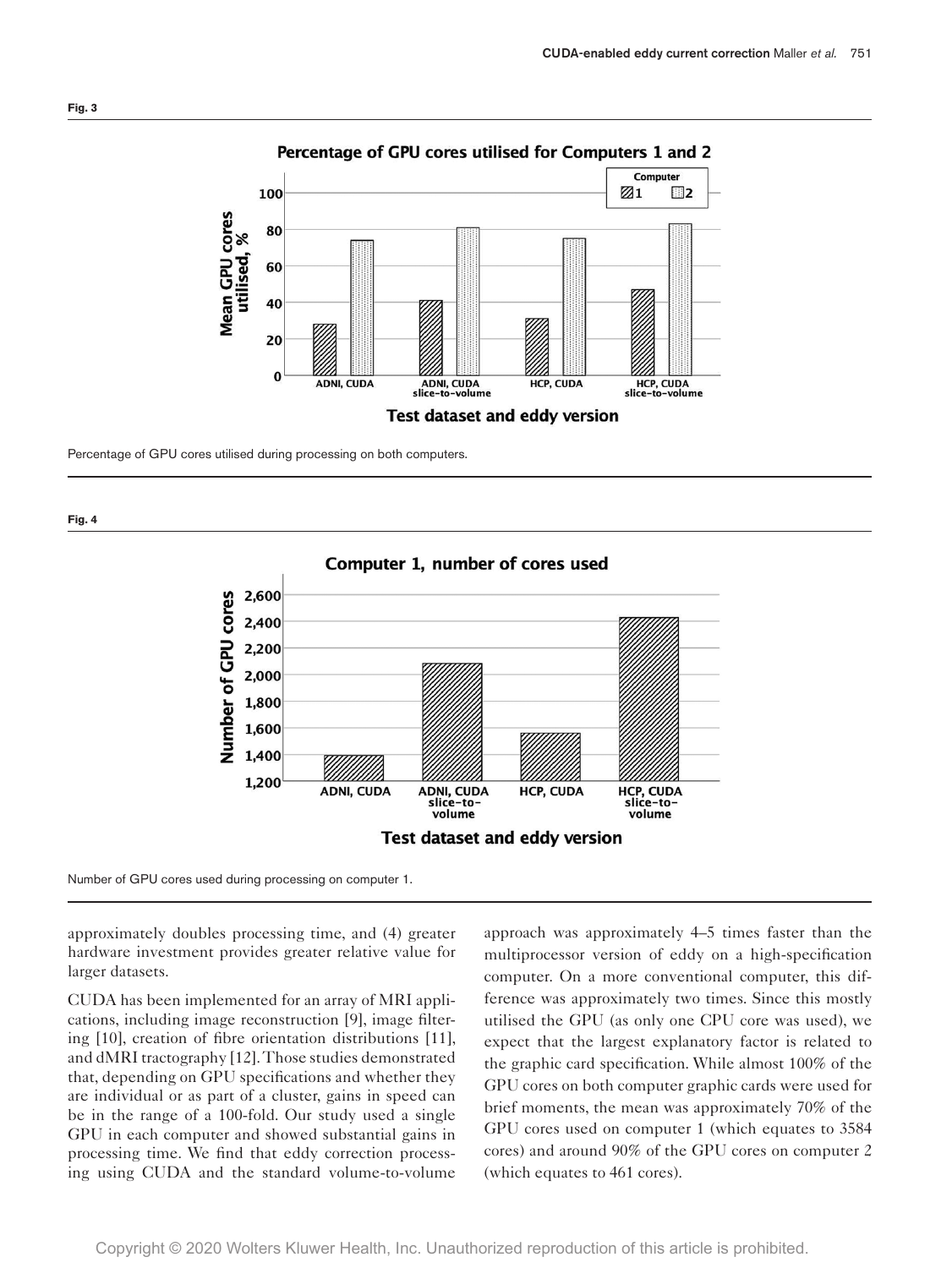**Fig. 3**

Percentage of GPU cores utilised during processing on both computers.

**Fig. 4**

Number of GPU cores used during processing on computer 1.

approximately doubles processing time, and (4) greater hardware investment provides greater relative value for larger datasets.

CUDA has been implemented for an array of MRI applications, including image reconstruction [9], image filtering [10], creation of fibre orientation distributions [11], and dMRI tractography [12]. Those studies demonstrated that, depending on GPU specifications and whether they are individual or as part of a cluster, gains in speed can be in the range of a 100-fold. Our study used a single GPU in each computer and showed substantial gains in processing time. We find that eddy correction processing using CUDA and the standard volume-to-volume approach was approximately 4–5 times faster than the multiprocessor version of eddy on a high-specification computer. On a more conventional computer, this difference was approximately two times. Since this mostly utilised the GPU (as only one CPU core was used), we expect that the largest explanatory factor is related to the graphic card specification. While almost 100% of the GPU cores on both computer graphic cards were used for brief moments, the mean was approximately 70% of the GPU cores used on computer 1 (which equates to 3584 cores) and around 90% of the GPU cores on computer 2 (which equates to 461 cores).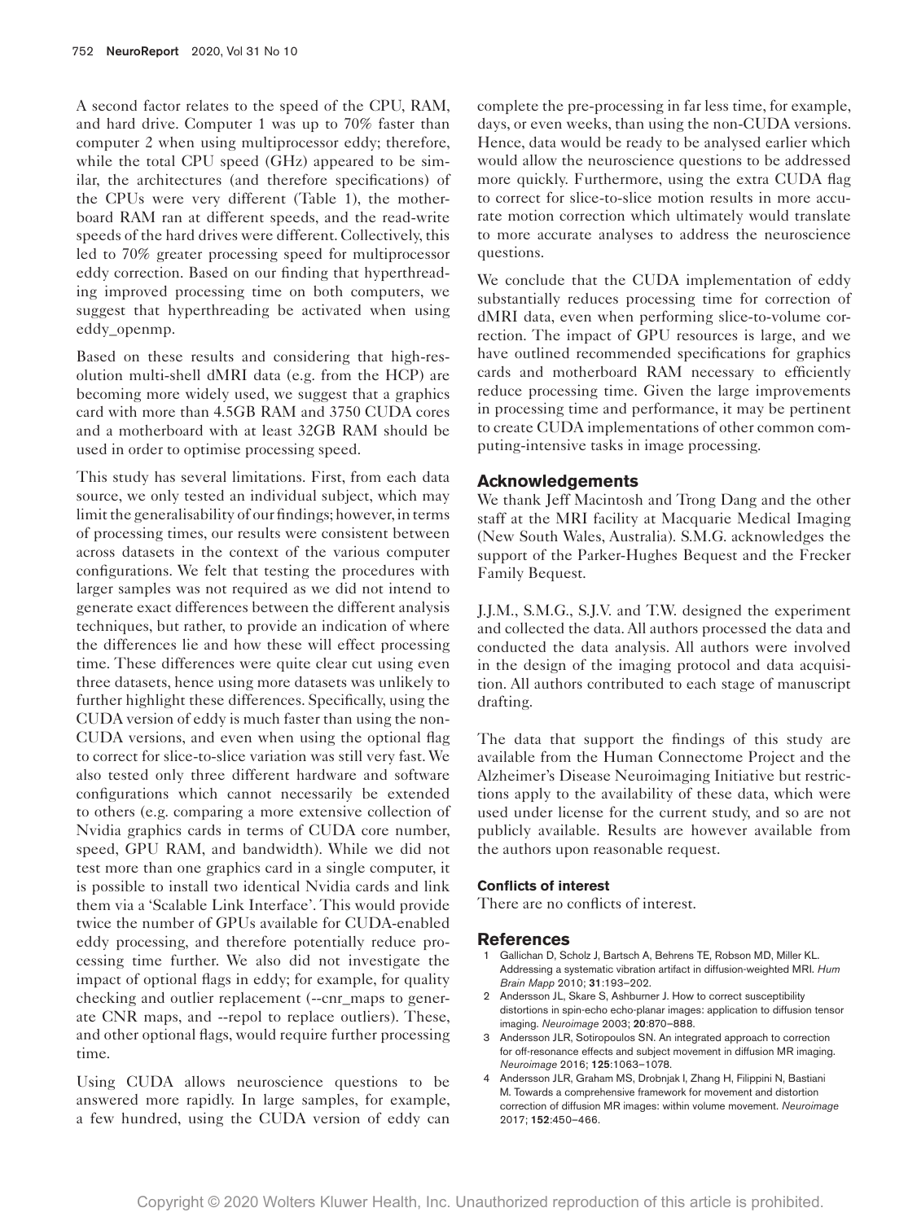A second factor relates to the speed of the CPU, RAM, and hard drive. Computer 1 was up to 70% faster than computer 2 when using multiprocessor eddy; therefore, while the total CPU speed (GHz) appeared to be similar, the architectures (and therefore specifications) of the CPUs were very different (Table 1), the motherboard RAM ran at different speeds, and the read-write speeds of the hard drives were different. Collectively, this led to 70% greater processing speed for multiprocessor eddy correction. Based on our finding that hyperthreading improved processing time on both computers, we suggest that hyperthreading be activated when using eddy_openmp.

Based on these results and considering that high-resolution multi-shell dMRI data (e.g. from the HCP) are becoming more widely used, we suggest that a graphics card with more than 4.5GB RAM and 3750 CUDA cores and a motherboard with at least 32GB RAM should be used in order to optimise processing speed.

This study has several limitations. First, from each data source, we only tested an individual subject, which may limit the generalisability of our findings; however, in terms of processing times, our results were consistent between across datasets in the context of the various computer configurations. We felt that testing the procedures with larger samples was not required as we did not intend to generate exact differences between the different analysis techniques, but rather, to provide an indication of where the differences lie and how these will effect processing time. These differences were quite clear cut using even three datasets, hence using more datasets was unlikely to further highlight these differences. Specifically, using the CUDA version of eddy is much faster than using the non-CUDA versions, and even when using the optional flag to correct for slice-to-slice variation was still very fast. We also tested only three different hardware and software configurations which cannot necessarily be extended to others (e.g. comparing a more extensive collection of Nvidia graphics cards in terms of CUDA core number, speed, GPU RAM, and bandwidth). While we did not test more than one graphics card in a single computer, it is possible to install two identical Nvidia cards and link them via a 'Scalable Link Interface'. This would provide twice the number of GPUs available for CUDA-enabled eddy processing, and therefore potentially reduce processing time further. We also did not investigate the impact of optional flags in eddy; for example, for quality checking and outlier replacement (--cnr_maps to generate CNR maps, and --repol to replace outliers). These, and other optional flags, would require further processing time.

Using CUDA allows neuroscience questions to be answered more rapidly. In large samples, for example, a few hundred, using the CUDA version of eddy can complete the pre-processing in far less time, for example, days, or even weeks, than using the non-CUDA versions. Hence, data would be ready to be analysed earlier which would allow the neuroscience questions to be addressed more quickly. Furthermore, using the extra CUDA flag to correct for slice-to-slice motion results in more accurate motion correction which ultimately would translate to more accurate analyses to address the neuroscience questions.

We conclude that the CUDA implementation of eddy substantially reduces processing time for correction of dMRI data, even when performing slice-to-volume correction. The impact of GPU resources is large, and we have outlined recommended specifications for graphics cards and motherboard RAM necessary to efficiently reduce processing time. Given the large improvements in processing time and performance, it may be pertinent to create CUDA implementations of other common computing-intensive tasks in image processing.

## Acknowledgements

We thank Jeff Macintosh and Trong Dang and the other staff at the MRI facility at Macquarie Medical Imaging (New South Wales, Australia). S.M.G. acknowledges the support of the Parker-Hughes Bequest and the Frecker Family Bequest.

J.J.M., S.M.G., S.J.V. and T.W. designed the experiment and collected the data. All authors processed the data and conducted the data analysis. All authors were involved in the design of the imaging protocol and data acquisition. All authors contributed to each stage of manuscript drafting.

The data that support the findings of this study are available from the Human Connectome Project and the Alzheimer's Disease Neuroimaging Initiative but restrictions apply to the availability of these data, which were used under license for the current study, and so are not publicly available. Results are however available from the authors upon reasonable request.

### Conflicts of interest

There are no conflicts of interest.

## References

1. Gallichan D, Scholz J, Bartsch A, Behrens TE, Robson MD, Miller KL. Addressing a systematic vibration artifact in diffusion-weighted MRI. *Hum Brain Mapp* 2010; **31**:193–202.
2. Andersson JL, Skare S, Ashburner J. How to correct susceptibility distortions in spin-echo echo-planar images: application to diffusion tensor imaging. *Neuroimage* 2003; **20**:870–888.
3. Andersson JLR, Sotiropoulos SN. An integrated approach to correction for off-resonance effects and subject movement in diffusion MR imaging. *Neuroimage* 2016; **125**:1063–1078.
4. Andersson JLR, Graham MS, Drobnjak I, Zhang H, Filippini N, Bastiani M. Towards a comprehensive framework for movement and distortion correction of diffusion MR images: within volume movement. *Neuroimage* 2017; **152**:450–466.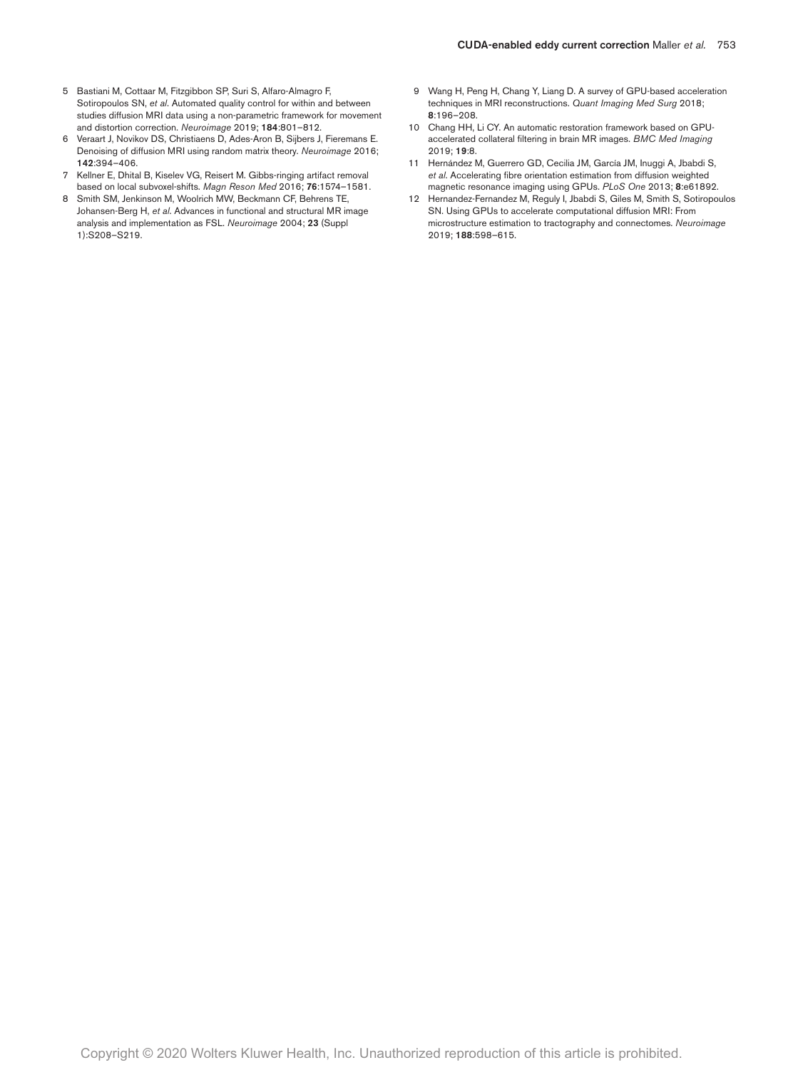5 Bastiani M, Cottaar M, Fitzgibbon SP, Suri S, Alfaro-Almagro F, Sotiropoulos SN, *et al*. Automated quality control for within and between studies diffusion MRI data using a non-parametric framework for movement and distortion correction. *Neuroimage* 2019; **184**:801–812.

6 Veraart J, Novikov DS, Christiaens D, Ades-Aron B, Sijbers J, Fieremans E. Denoising of diffusion MRI using random matrix theory. *Neuroimage* 2016; **142**:394–406.

7 Kellner E, Dhital B, Kiselev VG, Reisert M. Gibbs-ringing artifact removal based on local subvoxel-shifts. *Magn Reson Med* 2016; **76**:1574–1581.

8 Smith SM, Jenkinson M, Woolrich MW, Beckmann CF, Behrens TE, Johansen-Berg H, *et al*. Advances in functional and structural MR image analysis and implementation as FSL. *Neuroimage* 2004; **23** (Suppl 1):S208–S219.

9 Wang H, Peng H, Chang Y, Liang D. A survey of GPU-based acceleration techniques in MRI reconstructions. *Quant Imaging Med Surg* 2018; **8**:196–208.

10 Chang HH, Li CY. An automatic restoration framework based on GPU-accelerated collateral filtering in brain MR images. *BMC Med Imaging* 2019; **19**:8.

11 Hernández M, Guerrero GD, Cecilia JM, García JM, Inuggi A, Jbabdi S, *et al*. Accelerating fibre orientation estimation from diffusion weighted magnetic resonance imaging using GPUs. *PLoS One* 2013; **8**:e61892.

12 Hernandez-Fernandez M, Reguly I, Jbabdi S, Giles M, Smith S, Sotiropoulos SN. Using GPUs to accelerate computational diffusion MRI: From microstructure estimation to tractography and connectomes. *Neuroimage* 2019; **188**:598–615.